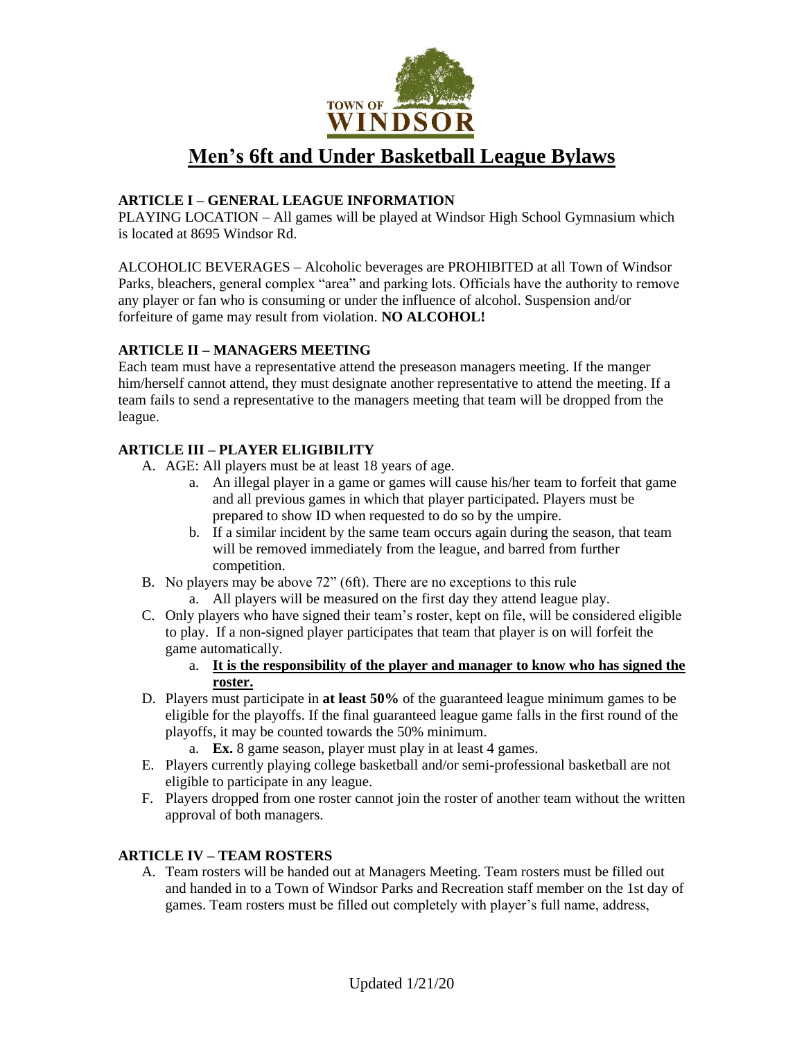TOWN OF WINDSOR

# Men's 6ft and Under Basketball League Bylaws

**ARTICLE I – GENERAL LEAGUE INFORMATION**

PLAYING LOCATION – All games will be played at Windsor High School Gymnasium which is located at 8695 Windsor Rd.

ALCOHOLIC BEVERAGES – Alcoholic beverages are PROHIBITED at all Town of Windsor Parks, bleachers, general complex "area" and parking lots. Officials have the authority to remove any player or fan who is consuming or under the influence of alcohol. Suspension and/or forfeiture of game may result from violation. **NO ALCOHOL!**

**ARTICLE II – MANAGERS MEETING**

Each team must have a representative attend the preseason managers meeting. If the manger him/herself cannot attend, they must designate another representative to attend the meeting. If a team fails to send a representative to the managers meeting that team will be dropped from the league.

**ARTICLE III – PLAYER ELIGIBILITY**

A. AGE: All players must be at least 18 years of age.
   a. An illegal player in a game or games will cause his/her team to forfeit that game and all previous games in which that player participated. Players must be prepared to show ID when requested to do so by the umpire.
   b. If a similar incident by the same team occurs again during the season, that team will be removed immediately from the league, and barred from further competition.
B. No players may be above 72" (6ft). There are no exceptions to this rule
   a. All players will be measured on the first day they attend league play.
C. Only players who have signed their team's roster, kept on file, will be considered eligible to play. If a non-signed player participates that team that player is on will forfeit the game automatically.
   a. **It is the responsibility of the player and manager to know who has signed the roster.**
D. Players must participate in **at least 50%** of the guaranteed league minimum games to be eligible for the playoffs. If the final guaranteed league game falls in the first round of the playoffs, it may be counted towards the 50% minimum.
   a. **Ex.** 8 game season, player must play in at least 4 games.
E. Players currently playing college basketball and/or semi-professional basketball are not eligible to participate in any league.
F. Players dropped from one roster cannot join the roster of another team without the written approval of both managers.

**ARTICLE IV – TEAM ROSTERS**

A. Team rosters will be handed out at Managers Meeting. Team rosters must be filled out and handed in to a Town of Windsor Parks and Recreation staff member on the 1st day of games. Team rosters must be filled out completely with player's full name, address,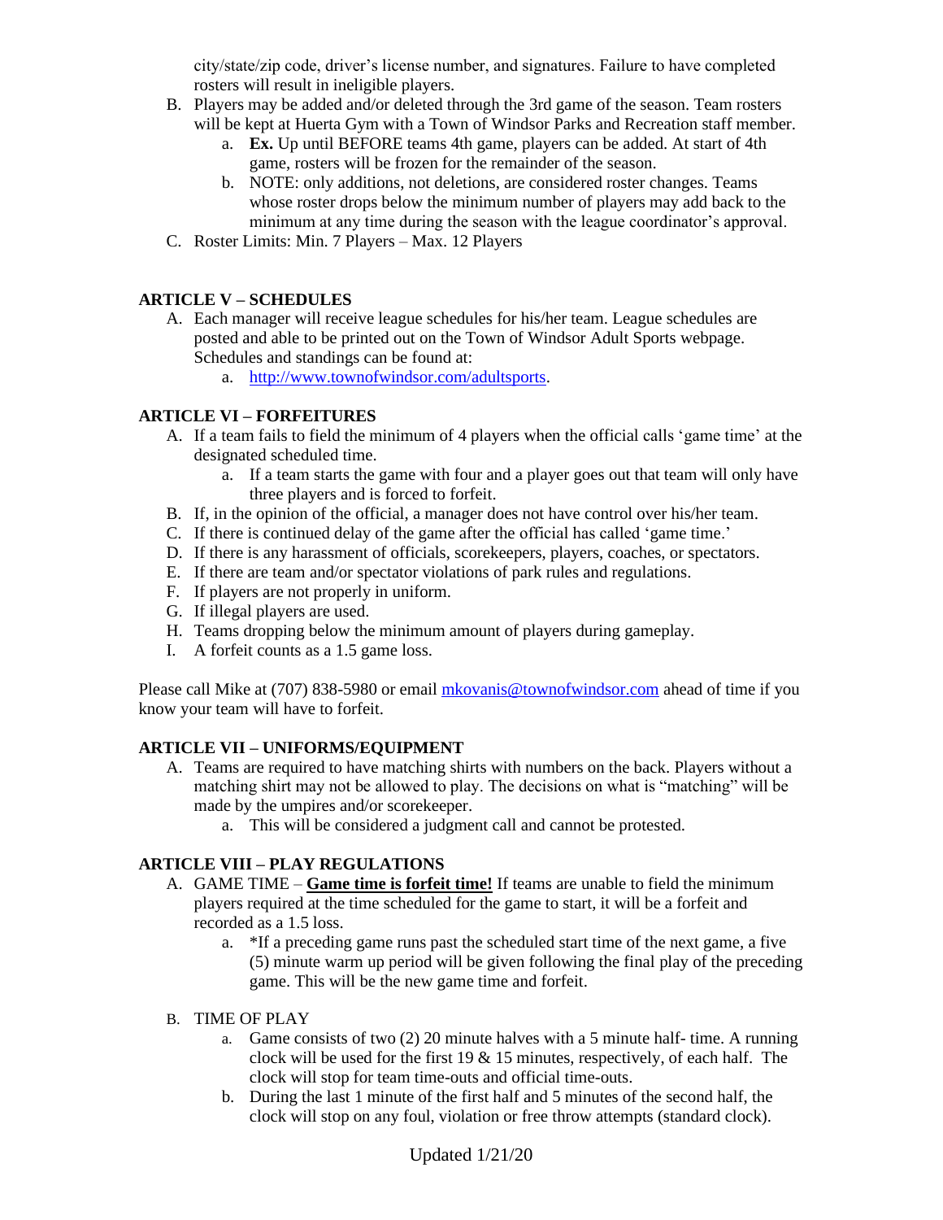city/state/zip code, driver's license number, and signatures. Failure to have completed rosters will result in ineligible players.

B. Players may be added and/or deleted through the 3rd game of the season. Team rosters will be kept at Huerta Gym with a Town of Windsor Parks and Recreation staff member.
   a. **Ex.** Up until BEFORE teams 4th game, players can be added. At start of 4th game, rosters will be frozen for the remainder of the season.
   b. NOTE: only additions, not deletions, are considered roster changes. Teams whose roster drops below the minimum number of players may add back to the minimum at any time during the season with the league coordinator's approval.

C. Roster Limits: Min. 7 Players – Max. 12 Players

## ARTICLE V – SCHEDULES

A. Each manager will receive league schedules for his/her team. League schedules are posted and able to be printed out on the Town of Windsor Adult Sports webpage. Schedules and standings can be found at:
   a. [http://www.townofwindsor.com/adultsports](http://www.townofwindsor.com/adultsports).

## ARTICLE VI – FORFEITURES

A. If a team fails to field the minimum of 4 players when the official calls 'game time' at the designated scheduled time.
   a. If a team starts the game with four and a player goes out that team will only have three players and is forced to forfeit.

B. If, in the opinion of the official, a manager does not have control over his/her team.
C. If there is continued delay of the game after the official has called 'game time.'
D. If there is any harassment of officials, scorekeepers, players, coaches, or spectators.
E. If there are team and/or spectator violations of park rules and regulations.
F. If players are not properly in uniform.
G. If illegal players are used.
H. Teams dropping below the minimum amount of players during gameplay.
I. A forfeit counts as a 1.5 game loss.

Please call Mike at (707) 838-5980 or email [mkovanis@townofwindsor.com](mailto:mkovanis@townofwindsor.com) ahead of time if you know your team will have to forfeit.

## ARTICLE VII – UNIFORMS/EQUIPMENT

A. Teams are required to have matching shirts with numbers on the back. Players without a matching shirt may not be allowed to play. The decisions on what is "matching" will be made by the umpires and/or scorekeeper.
   a. This will be considered a judgment call and cannot be protested.

## ARTICLE VIII – PLAY REGULATIONS

A. GAME TIME – <u>**Game time is forfeit time!**</u> If teams are unable to field the minimum players required at the time scheduled for the game to start, it will be a forfeit and recorded as a 1.5 loss.
   a. *If a preceding game runs past the scheduled start time of the next game, a five (5) minute warm up period will be given following the final play of the preceding game. This will be the new game time and forfeit.

B. TIME OF PLAY
   a. Game consists of two (2) 20 minute halves with a 5 minute half- time. A running clock will be used for the first 19 & 15 minutes, respectively, of each half. The clock will stop for team time-outs and official time-outs.
   b. During the last 1 minute of the first half and 5 minutes of the second half, the clock will stop on any foul, violation or free throw attempts (standard clock).

Updated 1/21/20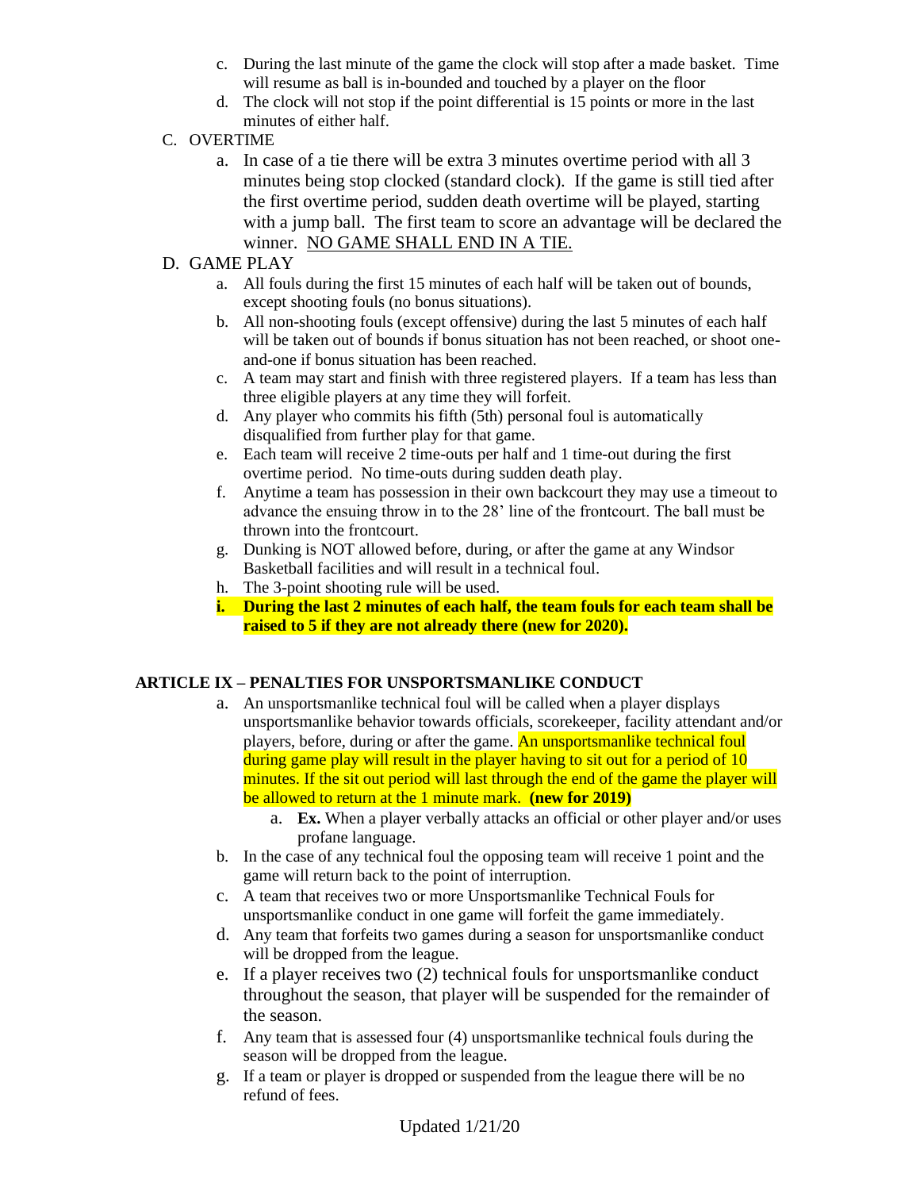c. During the last minute of the game the clock will stop after a made basket. Time will resume as ball is in-bounded and touched by a player on the floor
d. The clock will not stop if the point differential is 15 points or more in the last minutes of either half.

C. OVERTIME

a. In case of a tie there will be extra 3 minutes overtime period with all 3 minutes being stop clocked (standard clock). If the game is still tied after the first overtime period, sudden death overtime will be played, starting with a jump ball. The first team to score an advantage will be declared the winner. <u>NO GAME SHALL END IN A TIE.</u>

D. GAME PLAY

a. All fouls during the first 15 minutes of each half will be taken out of bounds, except shooting fouls (no bonus situations).
b. All non-shooting fouls (except offensive) during the last 5 minutes of each half will be taken out of bounds if bonus situation has not been reached, or shoot one-and-one if bonus situation has been reached.
c. A team may start and finish with three registered players. If a team has less than three eligible players at any time they will forfeit.
d. Any player who commits his fifth (5th) personal foul is automatically disqualified from further play for that game.
e. Each team will receive 2 time-outs per half and 1 time-out during the first overtime period. No time-outs during sudden death play.
f. Anytime a team has possession in their own backcourt they may use a timeout to advance the ensuing throw in to the 28' line of the frontcourt. The ball must be thrown into the frontcourt.
g. Dunking is NOT allowed before, during, or after the game at any Windsor Basketball facilities and will result in a technical foul.
h. The 3-point shooting rule will be used.
**i. During the last 2 minutes of each half, the team fouls for each team shall be raised to 5 if they are not already there (new for 2020).**

### ARTICLE IX – PENALTIES FOR UNSPORTSMANLIKE CONDUCT

a. An unsportsmanlike technical foul will be called when a player displays unsportsmanlike behavior towards officials, scorekeeper, facility attendant and/or players, before, during or after the game. An unsportsmanlike technical foul during game play will result in the player having to sit out for a period of 10 minutes. If the sit out period will last through the end of the game the player will be allowed to return at the 1 minute mark. **(new for 2019)**
    a. **Ex.** When a player verbally attacks an official or other player and/or uses profane language.
b. In the case of any technical foul the opposing team will receive 1 point and the game will return back to the point of interruption.
c. A team that receives two or more Unsportsmanlike Technical Fouls for unsportsmanlike conduct in one game will forfeit the game immediately.
d. Any team that forfeits two games during a season for unsportsmanlike conduct will be dropped from the league.
e. If a player receives two (2) technical fouls for unsportsmanlike conduct throughout the season, that player will be suspended for the remainder of the season.
f. Any team that is assessed four (4) unsportsmanlike technical fouls during the season will be dropped from the league.
g. If a team or player is dropped or suspended from the league there will be no refund of fees.

Updated 1/21/20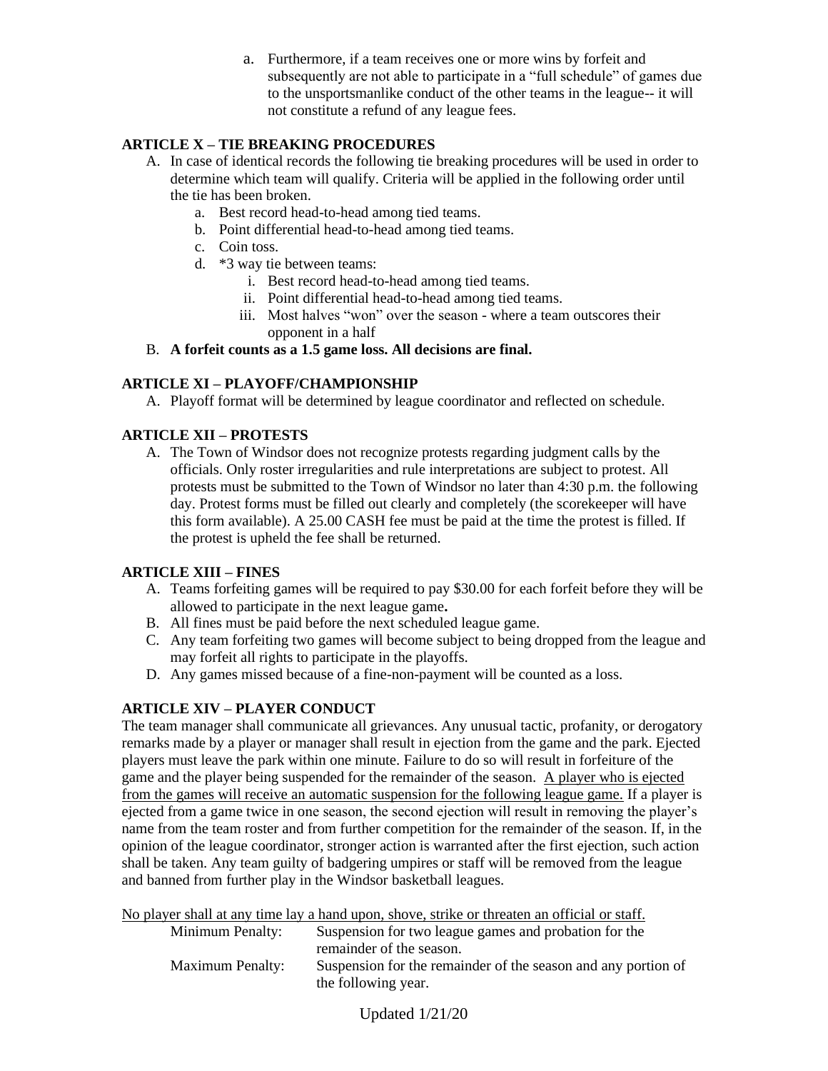a. Furthermore, if a team receives one or more wins by forfeit and subsequently are not able to participate in a "full schedule" of games due to the unsportsmanlike conduct of the other teams in the league-- it will not constitute a refund of any league fees.

**ARTICLE X – TIE BREAKING PROCEDURES**

A. In case of identical records the following tie breaking procedures will be used in order to determine which team will qualify. Criteria will be applied in the following order until the tie has been broken.
   a. Best record head-to-head among tied teams.
   b. Point differential head-to-head among tied teams.
   c. Coin toss.
   d. *3 way tie between teams:
      i. Best record head-to-head among tied teams.
      ii. Point differential head-to-head among tied teams.
      iii. Most halves "won" over the season - where a team outscores their opponent in a half

B. **A forfeit counts as a 1.5 game loss. All decisions are final.**

**ARTICLE XI – PLAYOFF/CHAMPIONSHIP**

A. Playoff format will be determined by league coordinator and reflected on schedule.

**ARTICLE XII – PROTESTS**

A. The Town of Windsor does not recognize protests regarding judgment calls by the officials. Only roster irregularities and rule interpretations are subject to protest. All protests must be submitted to the Town of Windsor no later than 4:30 p.m. the following day. Protest forms must be filled out clearly and completely (the scorekeeper will have this form available). A 25.00 CASH fee must be paid at the time the protest is filled. If the protest is upheld the fee shall be returned.

**ARTICLE XIII – FINES**

A. Teams forfeiting games will be required to pay $30.00 for each forfeit before they will be allowed to participate in the next league game**.**
B. All fines must be paid before the next scheduled league game.
C. Any team forfeiting two games will become subject to being dropped from the league and may forfeit all rights to participate in the playoffs.
D. Any games missed because of a fine-non-payment will be counted as a loss.

**ARTICLE XIV – PLAYER CONDUCT**

The team manager shall communicate all grievances. Any unusual tactic, profanity, or derogatory remarks made by a player or manager shall result in ejection from the game and the park. Ejected players must leave the park within one minute. Failure to do so will result in forfeiture of the game and the player being suspended for the remainder of the season. <u>A player who is ejected from the games will receive an automatic suspension for the following league game.</u> If a player is ejected from a game twice in one season, the second ejection will result in removing the player's name from the team roster and from further competition for the remainder of the season. If, in the opinion of the league coordinator, stronger action is warranted after the first ejection, such action shall be taken. Any team guilty of badgering umpires or staff will be removed from the league and banned from further play in the Windsor basketball leagues.

<u>No player shall at any time lay a hand upon, shove, strike or threaten an official or staff.</u>

| | |
|---|---|
| Minimum Penalty: | Suspension for two league games and probation for the remainder of the season. |
| Maximum Penalty: | Suspension for the remainder of the season and any portion of the following year. |

Updated 1/21/20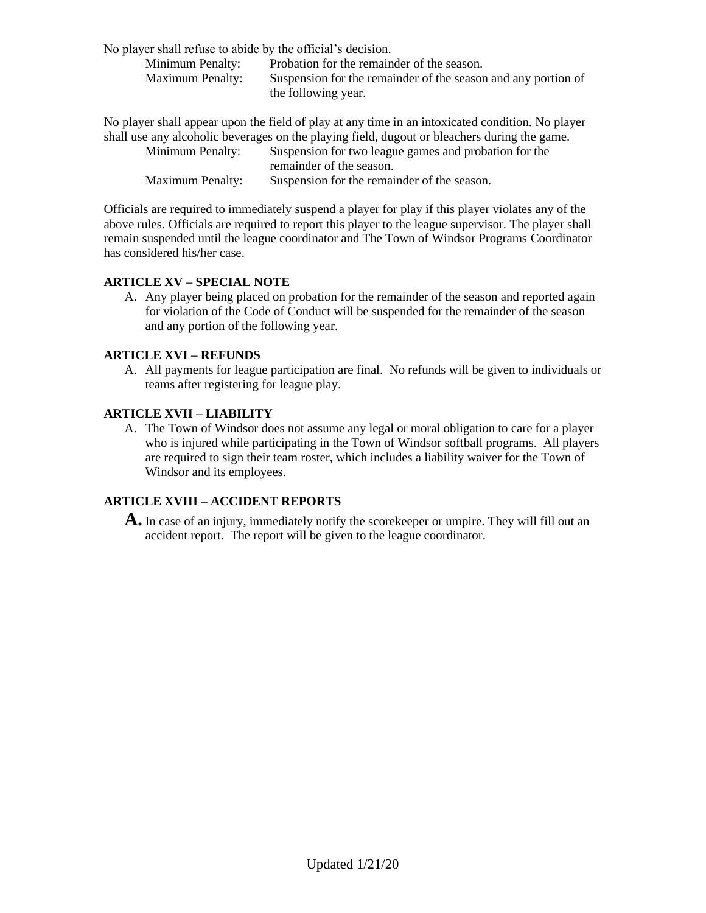No player shall refuse to abide by the official's decision.

Minimum Penalty: Probation for the remainder of the season.
Maximum Penalty: Suspension for the remainder of the season and any portion of the following year.

No player shall appear upon the field of play at any time in an intoxicated condition. No player shall use any alcoholic beverages on the playing field, dugout or bleachers during the game.

Minimum Penalty: Suspension for two league games and probation for the remainder of the season.
Maximum Penalty: Suspension for the remainder of the season.

Officials are required to immediately suspend a player for play if this player violates any of the above rules. Officials are required to report this player to the league supervisor. The player shall remain suspended until the league coordinator and The Town of Windsor Programs Coordinator has considered his/her case.

### ARTICLE XV – SPECIAL NOTE

A. Any player being placed on probation for the remainder of the season and reported again for violation of the Code of Conduct will be suspended for the remainder of the season and any portion of the following year.

### ARTICLE XVI – REFUNDS

A. All payments for league participation are final. No refunds will be given to individuals or teams after registering for league play.

### ARTICLE XVII – LIABILITY

A. The Town of Windsor does not assume any legal or moral obligation to care for a player who is injured while participating in the Town of Windsor softball programs. All players are required to sign their team roster, which includes a liability waiver for the Town of Windsor and its employees.

### ARTICLE XVIII – ACCIDENT REPORTS

**A.** In case of an injury, immediately notify the scorekeeper or umpire. They will fill out an accident report. The report will be given to the league coordinator.

Updated 1/21/20